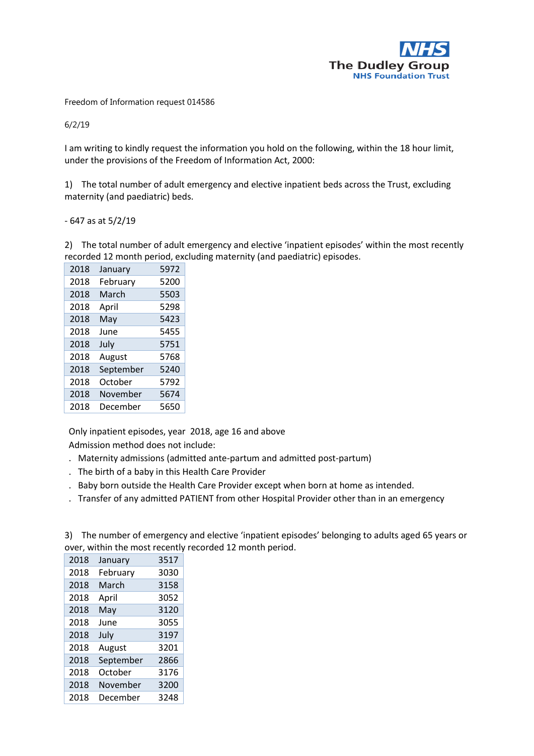The Dudley Group
NHS Foundation Trust

Freedom of Information request 014586

6/2/19

I am writing to kindly request the information you hold on the following, within the 18 hour limit, under the provisions of the Freedom of Information Act, 2000:

1) The total number of adult emergency and elective inpatient beds across the Trust, excluding maternity (and paediatric) beds.

- 647 as at 5/2/19

2) The total number of adult emergency and elective 'inpatient episodes' within the most recently recorded 12 month period, excluding maternity (and paediatric) episodes.

| | | |
|---|---|---|
| 2018 | January | 5972 |
| 2018 | February | 5200 |
| 2018 | March | 5503 |
| 2018 | April | 5298 |
| 2018 | May | 5423 |
| 2018 | June | 5455 |
| 2018 | July | 5751 |
| 2018 | August | 5768 |
| 2018 | September | 5240 |
| 2018 | October | 5792 |
| 2018 | November | 5674 |
| 2018 | December | 5650 |

Only inpatient episodes, year 2018, age 16 and above

Admission method does not include:

- Maternity admissions (admitted ante-partum and admitted post-partum)
- The birth of a baby in this Health Care Provider
- Baby born outside the Health Care Provider except when born at home as intended.
- Transfer of any admitted PATIENT from other Hospital Provider other than in an emergency

3) The number of emergency and elective 'inpatient episodes' belonging to adults aged 65 years or over, within the most recently recorded 12 month period.

| | | |
|---|---|---|
| 2018 | January | 3517 |
| 2018 | February | 3030 |
| 2018 | March | 3158 |
| 2018 | April | 3052 |
| 2018 | May | 3120 |
| 2018 | June | 3055 |
| 2018 | July | 3197 |
| 2018 | August | 3201 |
| 2018 | September | 2866 |
| 2018 | October | 3176 |
| 2018 | November | 3200 |
| 2018 | December | 3248 |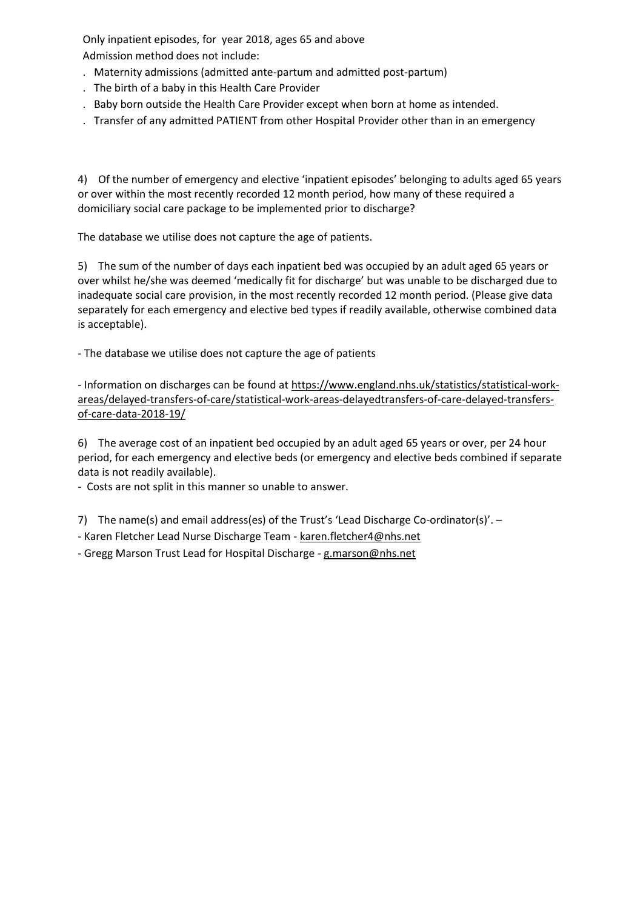Only inpatient episodes, for year 2018, ages 65 and above

Admission method does not include:

. Maternity admissions (admitted ante-partum and admitted post-partum)

. The birth of a baby in this Health Care Provider

. Baby born outside the Health Care Provider except when born at home as intended.

. Transfer of any admitted PATIENT from other Hospital Provider other than in an emergency

4) Of the number of emergency and elective 'inpatient episodes' belonging to adults aged 65 years or over within the most recently recorded 12 month period, how many of these required a domiciliary social care package to be implemented prior to discharge?

The database we utilise does not capture the age of patients.

5) The sum of the number of days each inpatient bed was occupied by an adult aged 65 years or over whilst he/she was deemed 'medically fit for discharge' but was unable to be discharged due to inadequate social care provision, in the most recently recorded 12 month period. (Please give data separately for each emergency and elective bed types if readily available, otherwise combined data is acceptable).

- The database we utilise does not capture the age of patients

- Information on discharges can be found at https://www.england.nhs.uk/statistics/statistical-work-areas/delayed-transfers-of-care/statistical-work-areas-delayedtransfers-of-care-delayed-transfers-of-care-data-2018-19/

6) The average cost of an inpatient bed occupied by an adult aged 65 years or over, per 24 hour period, for each emergency and elective beds (or emergency and elective beds combined if separate data is not readily available).

- Costs are not split in this manner so unable to answer.

7) The name(s) and email address(es) of the Trust's 'Lead Discharge Co-ordinator(s)'. –

- Karen Fletcher Lead Nurse Discharge Team - karen.fletcher4@nhs.net

- Gregg Marson Trust Lead for Hospital Discharge - g.marson@nhs.net